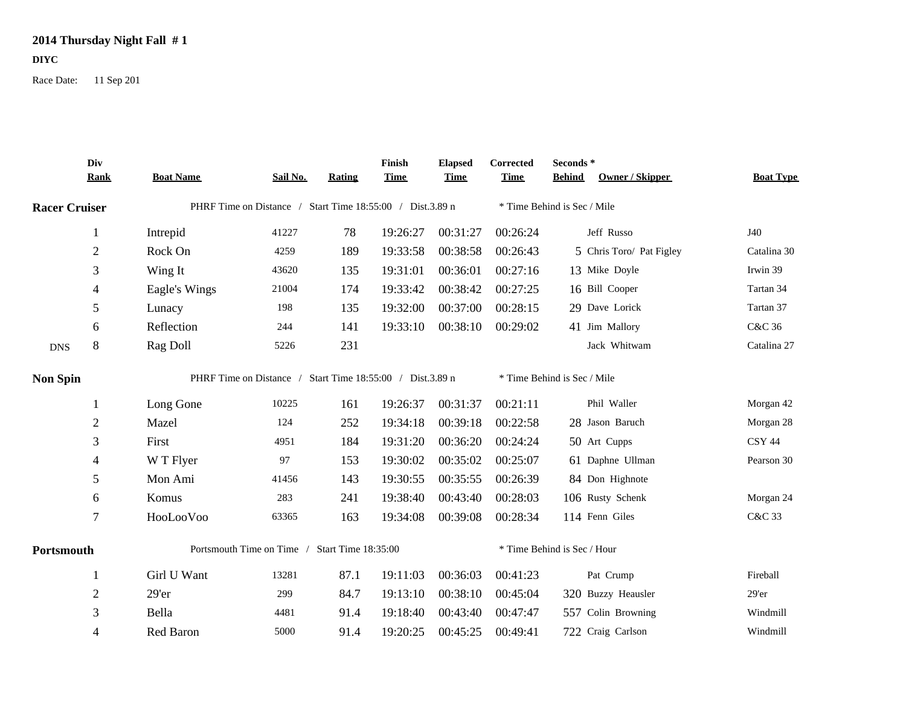**2014 Thursday Night Fall # 1**

**DIYC**

Race Date: 11 Sep 201

| | Div Rank | Boat Name | Sail No. | Rating | Finish Time | Elapsed Time | Corrected Time | Seconds * Behind | Owner / Skipper | Boat Type |
|---|---|---|---|---|---|---|---|---|---|---|
| **Racer Cruiser** | | PHRF Time on Distance / Start Time 18:55:00 / Dist.3.89 n | | | | | * Time Behind is Sec / Mile | | | |
| | 1 | Intrepid | 41227 | 78 | 19:26:27 | 00:31:27 | 00:26:24 | | Jeff Russo | J40 |
| | 2 | Rock On | 4259 | 189 | 19:33:58 | 00:38:58 | 00:26:43 | 5 | Chris Toro/ Pat Figley | Catalina 30 |
| | 3 | Wing It | 43620 | 135 | 19:31:01 | 00:36:01 | 00:27:16 | 13 | Mike Doyle | Irwin 39 |
| | 4 | Eagle's Wings | 21004 | 174 | 19:33:42 | 00:38:42 | 00:27:25 | 16 | Bill Cooper | Tartan 34 |
| | 5 | Lunacy | 198 | 135 | 19:32:00 | 00:37:00 | 00:28:15 | 29 | Dave Lorick | Tartan 37 |
| | 6 | Reflection | 244 | 141 | 19:33:10 | 00:38:10 | 00:29:02 | 41 | Jim Mallory | C&C 36 |
| DNS | 8 | Rag Doll | 5226 | 231 | | | | | Jack Whitwam | Catalina 27 |
| **Non Spin** | | PHRF Time on Distance / Start Time 18:55:00 / Dist.3.89 n | | | | | * Time Behind is Sec / Mile | | | |
| | 1 | Long Gone | 10225 | 161 | 19:26:37 | 00:31:37 | 00:21:11 | | Phil Waller | Morgan 42 |
| | 2 | Mazel | 124 | 252 | 19:34:18 | 00:39:18 | 00:22:58 | 28 | Jason Baruch | Morgan 28 |
| | 3 | First | 4951 | 184 | 19:31:20 | 00:36:20 | 00:24:24 | 50 | Art Cupps | CSY 44 |
| | 4 | W T Flyer | 97 | 153 | 19:30:02 | 00:35:02 | 00:25:07 | 61 | Daphne Ullman | Pearson 30 |
| | 5 | Mon Ami | 41456 | 143 | 19:30:55 | 00:35:55 | 00:26:39 | 84 | Don Highnote | |
| | 6 | Komus | 283 | 241 | 19:38:40 | 00:43:40 | 00:28:03 | 106 | Rusty Schenk | Morgan 24 |
| | 7 | HooLooVoo | 63365 | 163 | 19:34:08 | 00:39:08 | 00:28:34 | 114 | Fenn Giles | C&C 33 |
| **Portsmouth** | | Portsmouth Time on Time / Start Time 18:35:00 | | | | | * Time Behind is Sec / Hour | | | |
| | 1 | Girl U Want | 13281 | 87.1 | 19:11:03 | 00:36:03 | 00:41:23 | | Pat Crump | Fireball |
| | 2 | 29'er | 299 | 84.7 | 19:13:10 | 00:38:10 | 00:45:04 | 320 | Buzzy Heausler | 29'er |
| | 3 | Bella | 4481 | 91.4 | 19:18:40 | 00:43:40 | 00:47:47 | 557 | Colin Browning | Windmill |
| | 4 | Red Baron | 5000 | 91.4 | 19:20:25 | 00:45:25 | 00:49:41 | 722 | Craig Carlson | Windmill |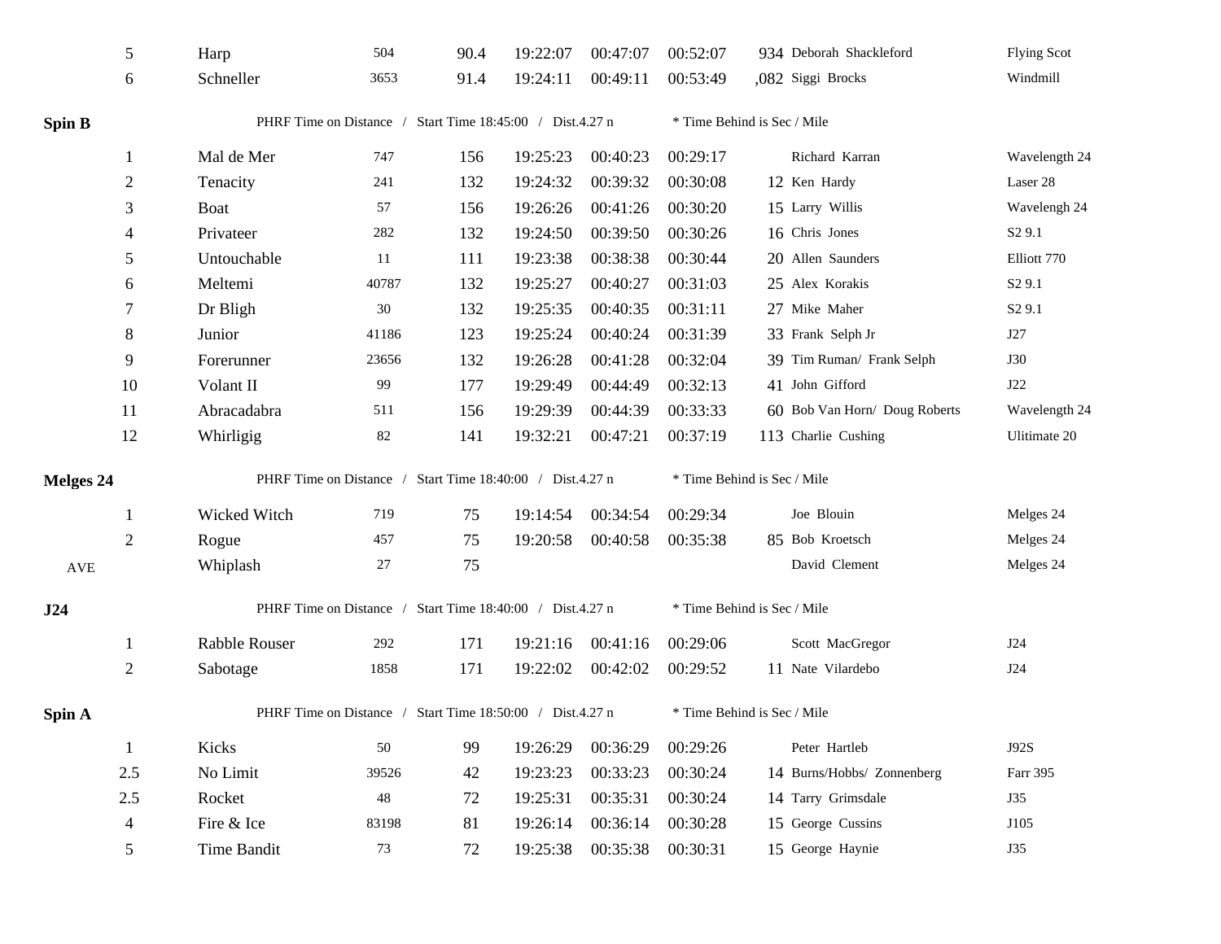| | | | | | | | | | |
|---|---|---|---|---|---|---|---|---|---|
| 5 | Harp | 504 | 90.4 | 19:22:07 | 00:47:07 | 00:52:07 | 934 | Deborah Shackleford | Flying Scot |
| 6 | Schneller | 3653 | 91.4 | 19:24:11 | 00:49:11 | 00:53:49 | ,082 | Siggi Brocks | Windmill |

**Spin B** PHRF Time on Distance / Start Time 18:45:00 / Dist.4.27 n * Time Behind is Sec / Mile

| | | | | | | | | | |
|---|---|---|---|---|---|---|---|---|---|
| 1 | Mal de Mer | 747 | 156 | 19:25:23 | 00:40:23 | 00:29:17 | | Richard Karran | Wavelength 24 |
| 2 | Tenacity | 241 | 132 | 19:24:32 | 00:39:32 | 00:30:08 | 12 | Ken Hardy | Laser 28 |
| 3 | Boat | 57 | 156 | 19:26:26 | 00:41:26 | 00:30:20 | 15 | Larry Willis | Wavelengh 24 |
| 4 | Privateer | 282 | 132 | 19:24:50 | 00:39:50 | 00:30:26 | 16 | Chris Jones | S2 9.1 |
| 5 | Untouchable | 11 | 111 | 19:23:38 | 00:38:38 | 00:30:44 | 20 | Allen Saunders | Elliott 770 |
| 6 | Meltemi | 40787 | 132 | 19:25:27 | 00:40:27 | 00:31:03 | 25 | Alex Korakis | S2 9.1 |
| 7 | Dr Bligh | 30 | 132 | 19:25:35 | 00:40:35 | 00:31:11 | 27 | Mike Maher | S2 9.1 |
| 8 | Junior | 41186 | 123 | 19:25:24 | 00:40:24 | 00:31:39 | 33 | Frank Selph Jr | J27 |
| 9 | Forerunner | 23656 | 132 | 19:26:28 | 00:41:28 | 00:32:04 | 39 | Tim Ruman/ Frank Selph | J30 |
| 10 | Volant II | 99 | 177 | 19:29:49 | 00:44:49 | 00:32:13 | 41 | John Gifford | J22 |
| 11 | Abracadabra | 511 | 156 | 19:29:39 | 00:44:39 | 00:33:33 | 60 | Bob Van Horn/ Doug Roberts | Wavelength 24 |
| 12 | Whirligig | 82 | 141 | 19:32:21 | 00:47:21 | 00:37:19 | 113 | Charlie Cushing | Ultimate 20 |

**Melges 24** PHRF Time on Distance / Start Time 18:40:00 / Dist.4.27 n * Time Behind is Sec / Mile

| | | | | | | | | | |
|---|---|---|---|---|---|---|---|---|---|
| 1 | Wicked Witch | 719 | 75 | 19:14:54 | 00:34:54 | 00:29:34 | | Joe Blouin | Melges 24 |
| 2 | Rogue | 457 | 75 | 19:20:58 | 00:40:58 | 00:35:38 | 85 | Bob Kroetsch | Melges 24 |
| AVE | Whiplash | 27 | 75 | | | | | David Clement | Melges 24 |

**J24** PHRF Time on Distance / Start Time 18:40:00 / Dist.4.27 n * Time Behind is Sec / Mile

| | | | | | | | | | |
|---|---|---|---|---|---|---|---|---|---|
| 1 | Rabble Rouser | 292 | 171 | 19:21:16 | 00:41:16 | 00:29:06 | | Scott MacGregor | J24 |
| 2 | Sabotage | 1858 | 171 | 19:22:02 | 00:42:02 | 00:29:52 | 11 | Nate Vilardebo | J24 |

**Spin A** PHRF Time on Distance / Start Time 18:50:00 / Dist.4.27 n * Time Behind is Sec / Mile

| | | | | | | | | | |
|---|---|---|---|---|---|---|---|---|---|
| 1 | Kicks | 50 | 99 | 19:26:29 | 00:36:29 | 00:29:26 | | Peter Hartleb | J92S |
| 2.5 | No Limit | 39526 | 42 | 19:23:23 | 00:33:23 | 00:30:24 | 14 | Burns/Hobbs/ Zonnenberg | Farr 395 |
| 2.5 | Rocket | 48 | 72 | 19:25:31 | 00:35:31 | 00:30:24 | 14 | Tarry Grimsdale | J35 |
| 4 | Fire & Ice | 83198 | 81 | 19:26:14 | 00:36:14 | 00:30:28 | 15 | George Cussins | J105 |
| 5 | Time Bandit | 73 | 72 | 19:25:38 | 00:35:38 | 00:30:31 | 15 | George Haynie | J35 |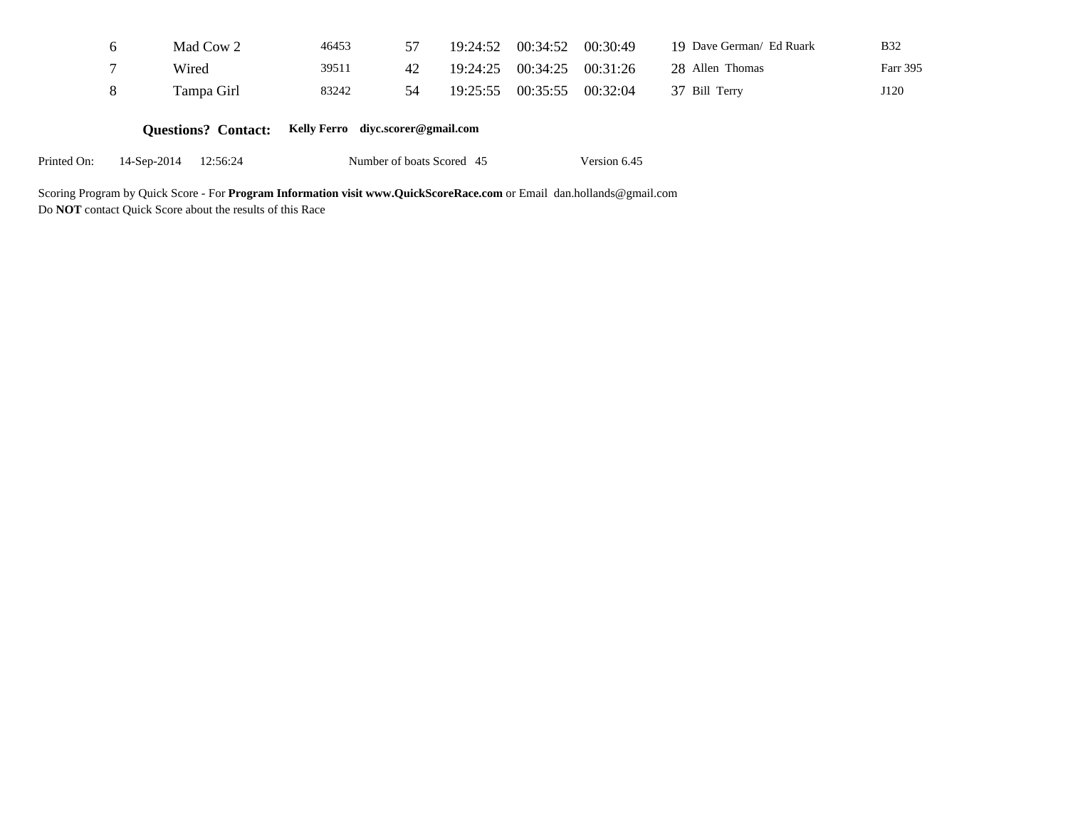| | | | | | | | | | |
|---|---|---|---|---|---|---|---|---|---|
| 6 | Mad Cow 2 | 46453 | 57 | 19:24:52 | 00:34:52 | 00:30:49 | 19 | Dave German/ Ed Ruark | B32 |
| 7 | Wired | 39511 | 42 | 19:24:25 | 00:34:25 | 00:31:26 | 28 | Allen Thomas | Farr 395 |
| 8 | Tampa Girl | 83242 | 54 | 19:25:55 | 00:35:55 | 00:32:04 | 37 | Bill Terry | J120 |

**Questions? Contact:** **Kelly Ferro diyc.scorer@gmail.com**

Printed On: 14-Sep-2014 12:56:24 Number of boats Scored 45 Version 6.45

Scoring Program by Quick Score - For **Program Information visit www.QuickScoreRace.com** or Email dan.hollands@gmail.com
Do **NOT** contact Quick Score about the results of this Race